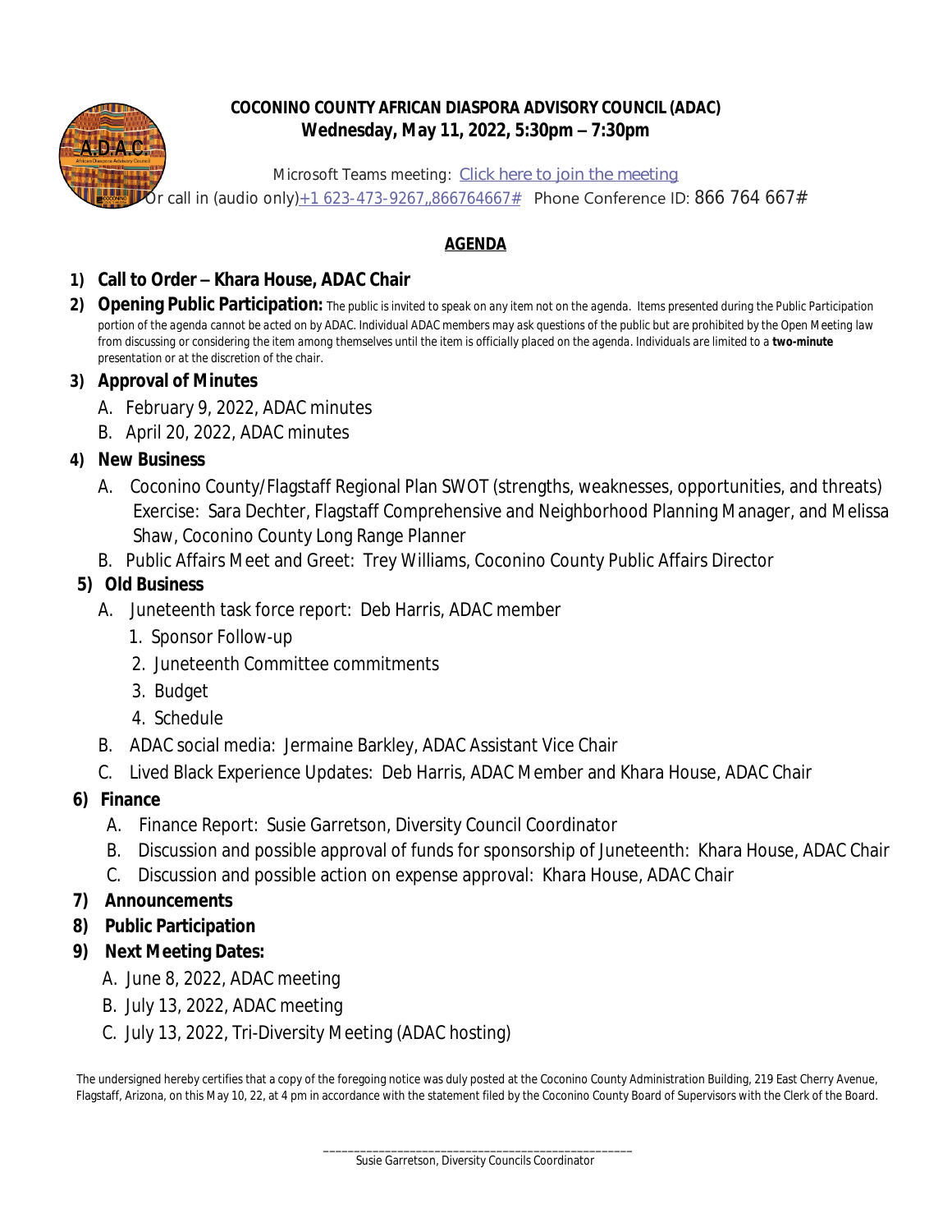# COCONINO COUNTY AFRICAN DIASPORA ADVISORY COUNCIL (ADAC)

## Wednesday, May 11, 2022, 5:30pm – 7:30pm

Microsoft Teams meeting: Click here to join the meeting
Or call in (audio only) +1 623-473-9267,,866764667# Phone Conference ID: 866 764 667#

## AGENDA

1) **Call to Order – Khara House, ADAC Chair**
2) **Opening Public Participation:** The public is invited to speak on any item not on the agenda. Items presented during the Public Participation portion of the agenda cannot be acted on by ADAC. Individual ADAC members may ask questions of the public but are prohibited by the Open Meeting law from discussing or considering the item among themselves until the item is officially placed on the agenda. Individuals are limited to a **two-minute** presentation or at the discretion of the chair.
3) **Approval of Minutes**
   - A. February 9, 2022, ADAC minutes
   - B. April 20, 2022, ADAC minutes
4) **New Business**
   - A. Coconino County/Flagstaff Regional Plan SWOT (strengths, weaknesses, opportunities, and threats) Exercise: Sara Dechter, Flagstaff Comprehensive and Neighborhood Planning Manager, and Melissa Shaw, Coconino County Long Range Planner
   - B. Public Affairs Meet and Greet: Trey Williams, Coconino County Public Affairs Director
5) **Old Business**
   - A. Juneteenth task force report: Deb Harris, ADAC member
     1. Sponsor Follow-up
     2. Juneteenth Committee commitments
     3. Budget
     4. Schedule
   - B. ADAC social media: Jermaine Barkley, ADAC Assistant Vice Chair
   - C. Lived Black Experience Updates: Deb Harris, ADAC Member and Khara House, ADAC Chair
6) **Finance**
   - A. Finance Report: Susie Garretson, Diversity Council Coordinator
   - B. Discussion and possible approval of funds for sponsorship of Juneteenth: Khara House, ADAC Chair
   - C. Discussion and possible action on expense approval: Khara House, ADAC Chair
7) **Announcements**
8) **Public Participation**
9) **Next Meeting Dates:**
   - A. June 8, 2022, ADAC meeting
   - B. July 13, 2022, ADAC meeting
   - C. July 13, 2022, Tri-Diversity Meeting (ADAC hosting)

The undersigned hereby certifies that a copy of the foregoing notice was duly posted at the Coconino County Administration Building, 219 East Cherry Avenue, Flagstaff, Arizona, on this May 10, 22, at 4 pm in accordance with the statement filed by the Coconino County Board of Supervisors with the Clerk of the Board.

\_\_\_\_\_\_\_\_\_\_\_\_\_\_\_\_\_\_\_\_\_\_\_\_\_\_\_\_\_\_\_\_\_\_\_\_\_\_\_\_\_\_\_\_

Susie Garretson, Diversity Councils Coordinator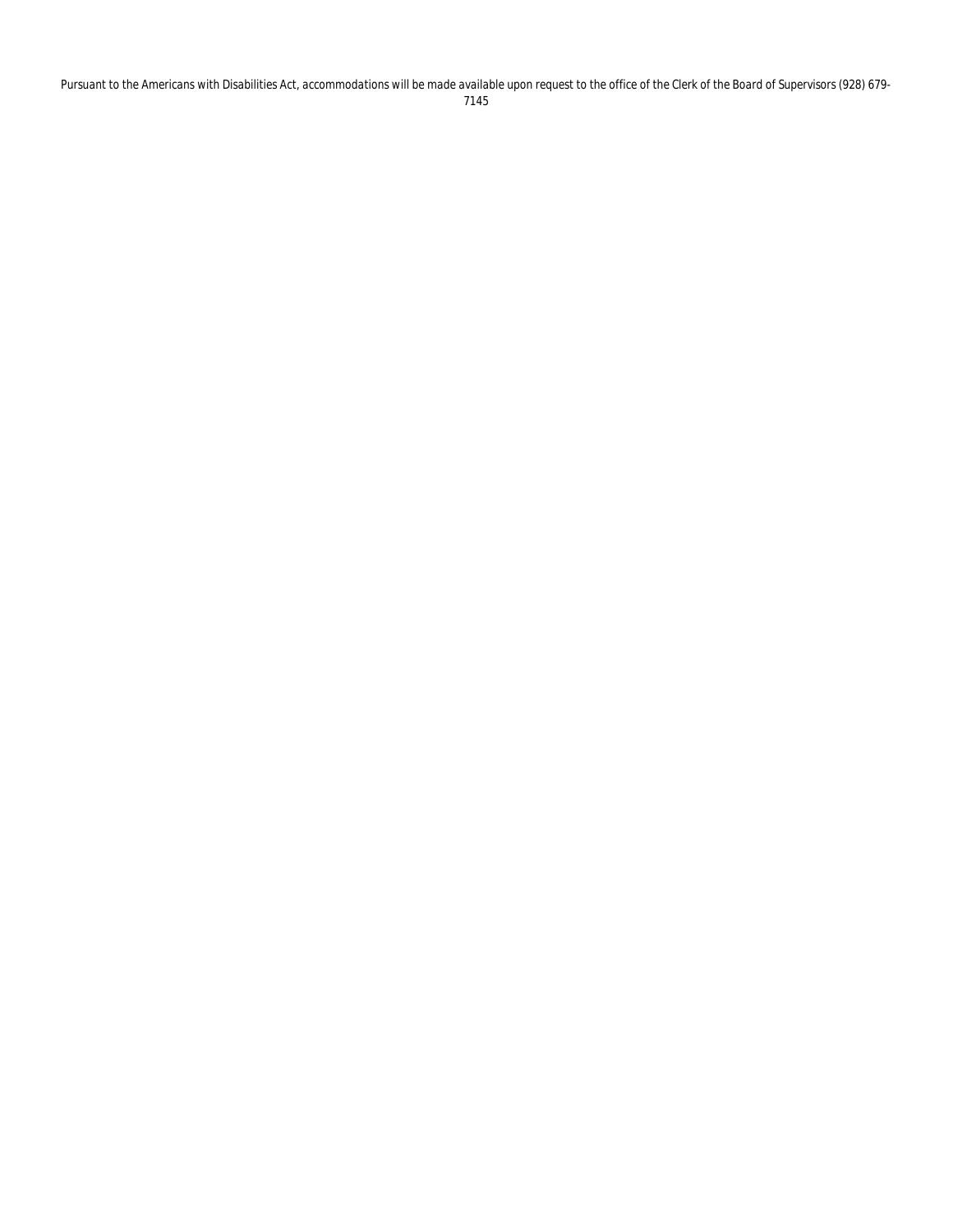*Pursuant to the Americans with Disabilities Act, accommodations will be made available upon request to the office of the Clerk of the Board of Supervisors (928) 679-7145*